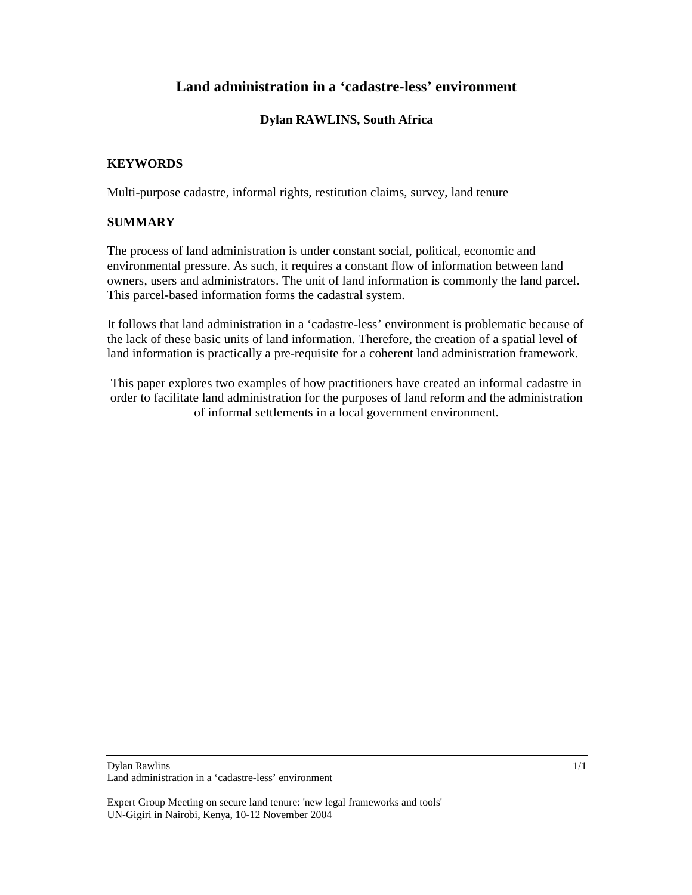# Land administration in a 'cadastre-less' environment

**Dylan RAWLINS, South Africa**

## KEYWORDS

Multi-purpose cadastre, informal rights, restitution claims, survey, land tenure

## SUMMARY

The process of land administration is under constant social, political, economic and environmental pressure. As such, it requires a constant flow of information between land owners, users and administrators. The unit of land information is commonly the land parcel. This parcel-based information forms the cadastral system.

It follows that land administration in a 'cadastre-less' environment is problematic because of the lack of these basic units of land information. Therefore, the creation of a spatial level of land information is practically a pre-requisite for a coherent land administration framework.

This paper explores two examples of how practitioners have created an informal cadastre in order to facilitate land administration for the purposes of land reform and the administration of informal settlements in a local government environment.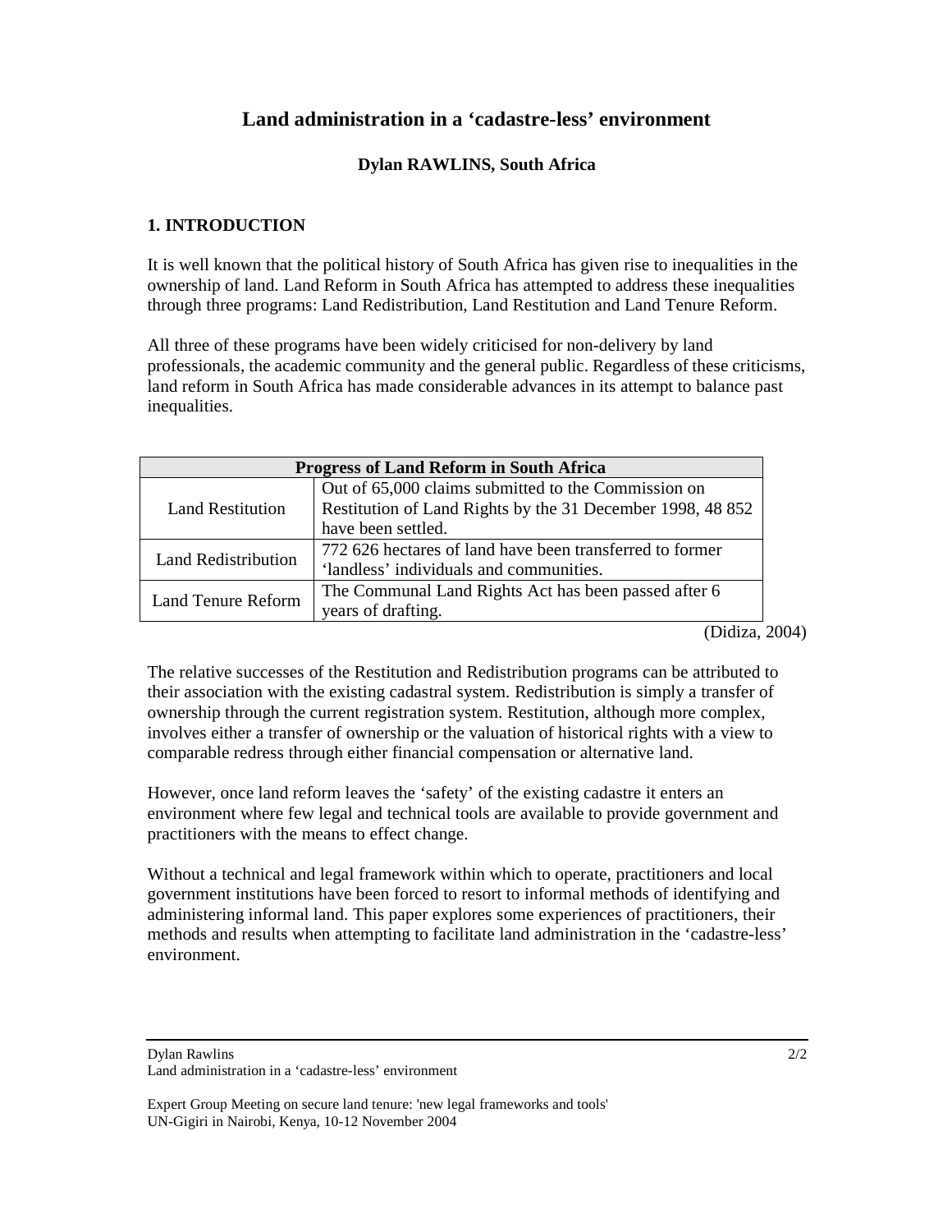# Land administration in a 'cadastre-less' environment

**Dylan RAWLINS, South Africa**

## 1. INTRODUCTION

It is well known that the political history of South Africa has given rise to inequalities in the ownership of land. Land Reform in South Africa has attempted to address these inequalities through three programs: Land Redistribution, Land Restitution and Land Tenure Reform.

All three of these programs have been widely criticised for non-delivery by land professionals, the academic community and the general public. Regardless of these criticisms, land reform in South Africa has made considerable advances in its attempt to balance past inequalities.

| Progress of Land Reform in South Africa | |
|---|---|
| Land Restitution | Out of 65,000 claims submitted to the Commission on Restitution of Land Rights by the 31 December 1998, 48 852 have been settled. |
| Land Redistribution | 772 626 hectares of land have been transferred to former 'landless' individuals and communities. |
| Land Tenure Reform | The Communal Land Rights Act has been passed after 6 years of drafting. |

(Didiza, 2004)

The relative successes of the Restitution and Redistribution programs can be attributed to their association with the existing cadastral system. Redistribution is simply a transfer of ownership through the current registration system. Restitution, although more complex, involves either a transfer of ownership or the valuation of historical rights with a view to comparable redress through either financial compensation or alternative land.

However, once land reform leaves the 'safety' of the existing cadastre it enters an environment where few legal and technical tools are available to provide government and practitioners with the means to effect change.

Without a technical and legal framework within which to operate, practitioners and local government institutions have been forced to resort to informal methods of identifying and administering informal land. This paper explores some experiences of practitioners, their methods and results when attempting to facilitate land administration in the 'cadastre-less' environment.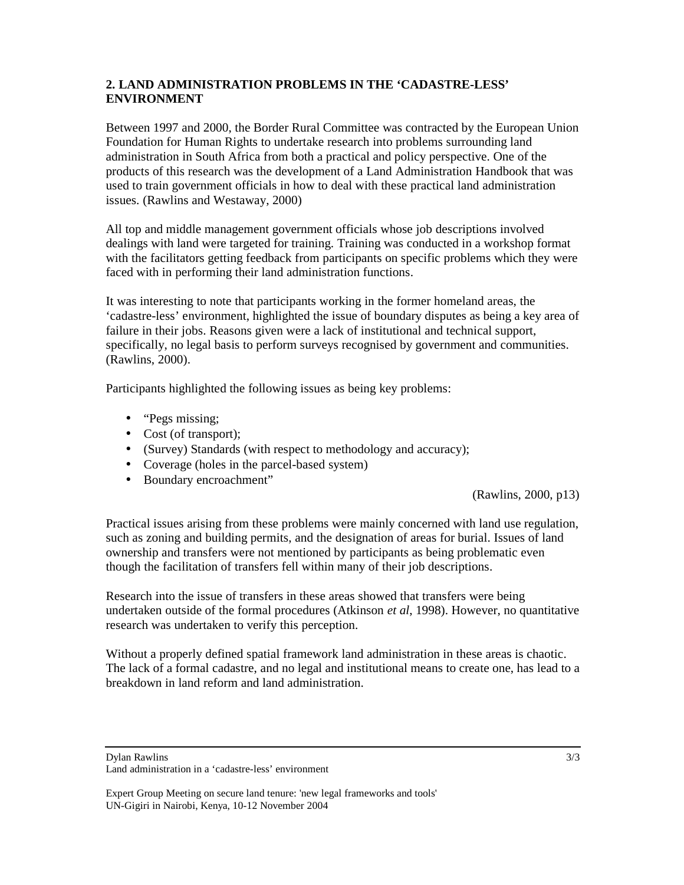## 2. LAND ADMINISTRATION PROBLEMS IN THE 'CADASTRE-LESS' ENVIRONMENT

Between 1997 and 2000, the Border Rural Committee was contracted by the European Union Foundation for Human Rights to undertake research into problems surrounding land administration in South Africa from both a practical and policy perspective. One of the products of this research was the development of a Land Administration Handbook that was used to train government officials in how to deal with these practical land administration issues. (Rawlins and Westaway, 2000)

All top and middle management government officials whose job descriptions involved dealings with land were targeted for training. Training was conducted in a workshop format with the facilitators getting feedback from participants on specific problems which they were faced with in performing their land administration functions.

It was interesting to note that participants working in the former homeland areas, the 'cadastre-less' environment, highlighted the issue of boundary disputes as being a key area of failure in their jobs. Reasons given were a lack of institutional and technical support, specifically, no legal basis to perform surveys recognised by government and communities. (Rawlins, 2000).

Participants highlighted the following issues as being key problems:

- "Pegs missing;
- Cost (of transport);
- (Survey) Standards (with respect to methodology and accuracy);
- Coverage (holes in the parcel-based system)
- Boundary encroachment"

(Rawlins, 2000, p13)

Practical issues arising from these problems were mainly concerned with land use regulation, such as zoning and building permits, and the designation of areas for burial. Issues of land ownership and transfers were not mentioned by participants as being problematic even though the facilitation of transfers fell within many of their job descriptions.

Research into the issue of transfers in these areas showed that transfers were being undertaken outside of the formal procedures (Atkinson *et al*, 1998). However, no quantitative research was undertaken to verify this perception.

Without a properly defined spatial framework land administration in these areas is chaotic. The lack of a formal cadastre, and no legal and institutional means to create one, has lead to a breakdown in land reform and land administration.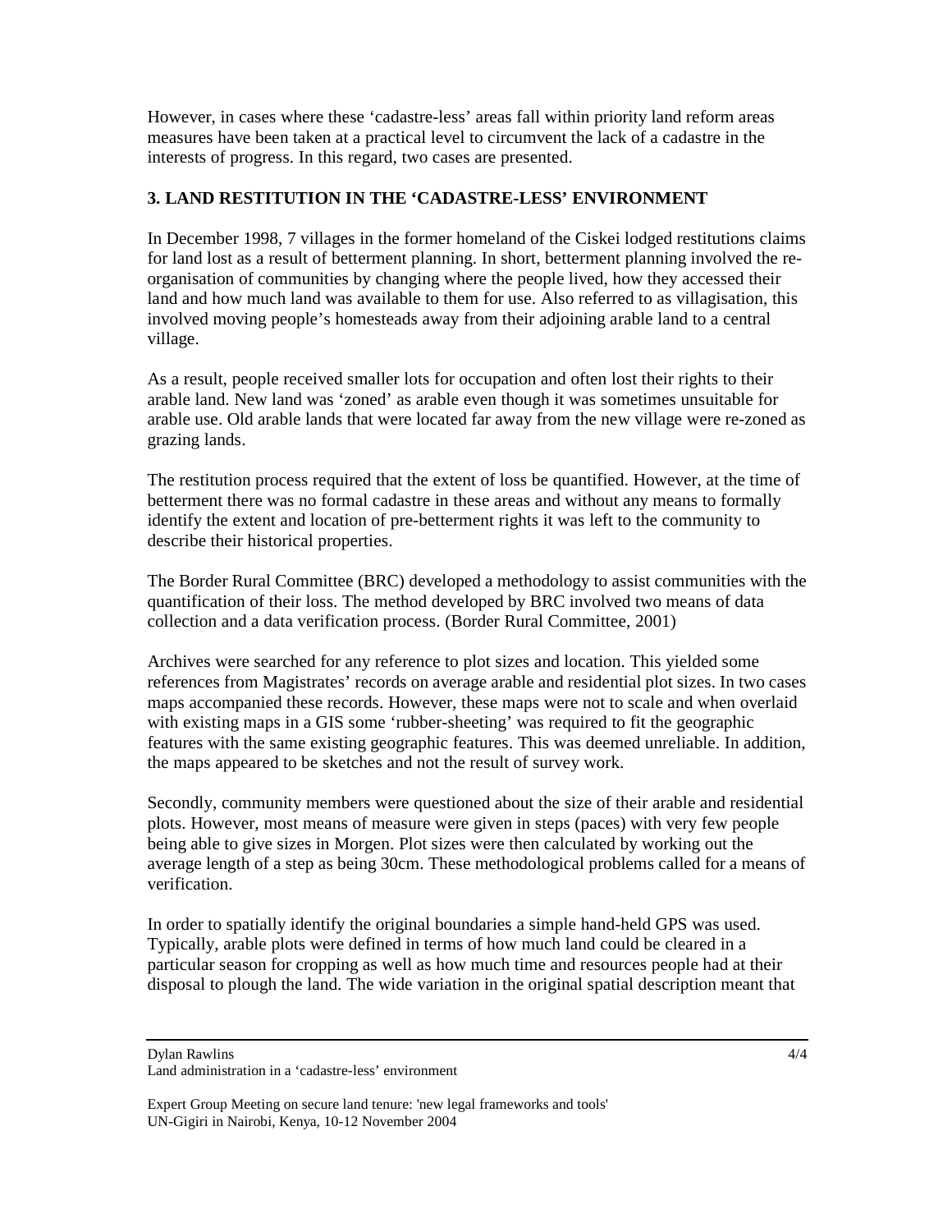However, in cases where these 'cadastre-less' areas fall within priority land reform areas measures have been taken at a practical level to circumvent the lack of a cadastre in the interests of progress. In this regard, two cases are presented.

## 3. LAND RESTITUTION IN THE 'CADASTRE-LESS' ENVIRONMENT

In December 1998, 7 villages in the former homeland of the Ciskei lodged restitutions claims for land lost as a result of betterment planning. In short, betterment planning involved the re-organisation of communities by changing where the people lived, how they accessed their land and how much land was available to them for use. Also referred to as villagisation, this involved moving people's homesteads away from their adjoining arable land to a central village.

As a result, people received smaller lots for occupation and often lost their rights to their arable land. New land was 'zoned' as arable even though it was sometimes unsuitable for arable use. Old arable lands that were located far away from the new village were re-zoned as grazing lands.

The restitution process required that the extent of loss be quantified. However, at the time of betterment there was no formal cadastre in these areas and without any means to formally identify the extent and location of pre-betterment rights it was left to the community to describe their historical properties.

The Border Rural Committee (BRC) developed a methodology to assist communities with the quantification of their loss. The method developed by BRC involved two means of data collection and a data verification process. (Border Rural Committee, 2001)

Archives were searched for any reference to plot sizes and location. This yielded some references from Magistrates' records on average arable and residential plot sizes. In two cases maps accompanied these records. However, these maps were not to scale and when overlaid with existing maps in a GIS some 'rubber-sheeting' was required to fit the geographic features with the same existing geographic features. This was deemed unreliable. In addition, the maps appeared to be sketches and not the result of survey work.

Secondly, community members were questioned about the size of their arable and residential plots. However, most means of measure were given in steps (paces) with very few people being able to give sizes in Morgen. Plot sizes were then calculated by working out the average length of a step as being 30cm. These methodological problems called for a means of verification.

In order to spatially identify the original boundaries a simple hand-held GPS was used. Typically, arable plots were defined in terms of how much land could be cleared in a particular season for cropping as well as how much time and resources people had at their disposal to plough the land. The wide variation in the original spatial description meant that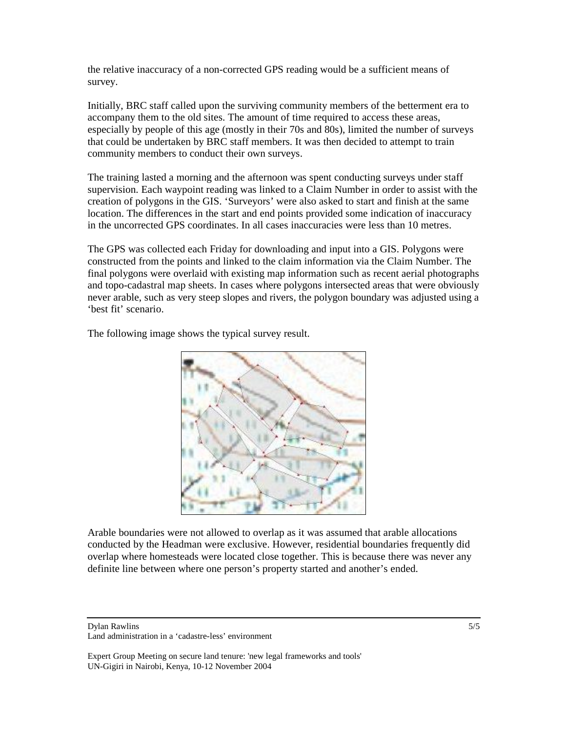the relative inaccuracy of a non-corrected GPS reading would be a sufficient means of survey.

Initially, BRC staff called upon the surviving community members of the betterment era to accompany them to the old sites. The amount of time required to access these areas, especially by people of this age (mostly in their 70s and 80s), limited the number of surveys that could be undertaken by BRC staff members. It was then decided to attempt to train community members to conduct their own surveys.

The training lasted a morning and the afternoon was spent conducting surveys under staff supervision. Each waypoint reading was linked to a Claim Number in order to assist with the creation of polygons in the GIS. 'Surveyors' were also asked to start and finish at the same location. The differences in the start and end points provided some indication of inaccuracy in the uncorrected GPS coordinates. In all cases inaccuracies were less than 10 metres.

The GPS was collected each Friday for downloading and input into a GIS. Polygons were constructed from the points and linked to the claim information via the Claim Number. The final polygons were overlaid with existing map information such as recent aerial photographs and topo-cadastral map sheets. In cases where polygons intersected areas that were obviously never arable, such as very steep slopes and rivers, the polygon boundary was adjusted using a 'best fit' scenario.

The following image shows the typical survey result.

Arable boundaries were not allowed to overlap as it was assumed that arable allocations conducted by the Headman were exclusive. However, residential boundaries frequently did overlap where homesteads were located close together. This is because there was never any definite line between where one person's property started and another's ended.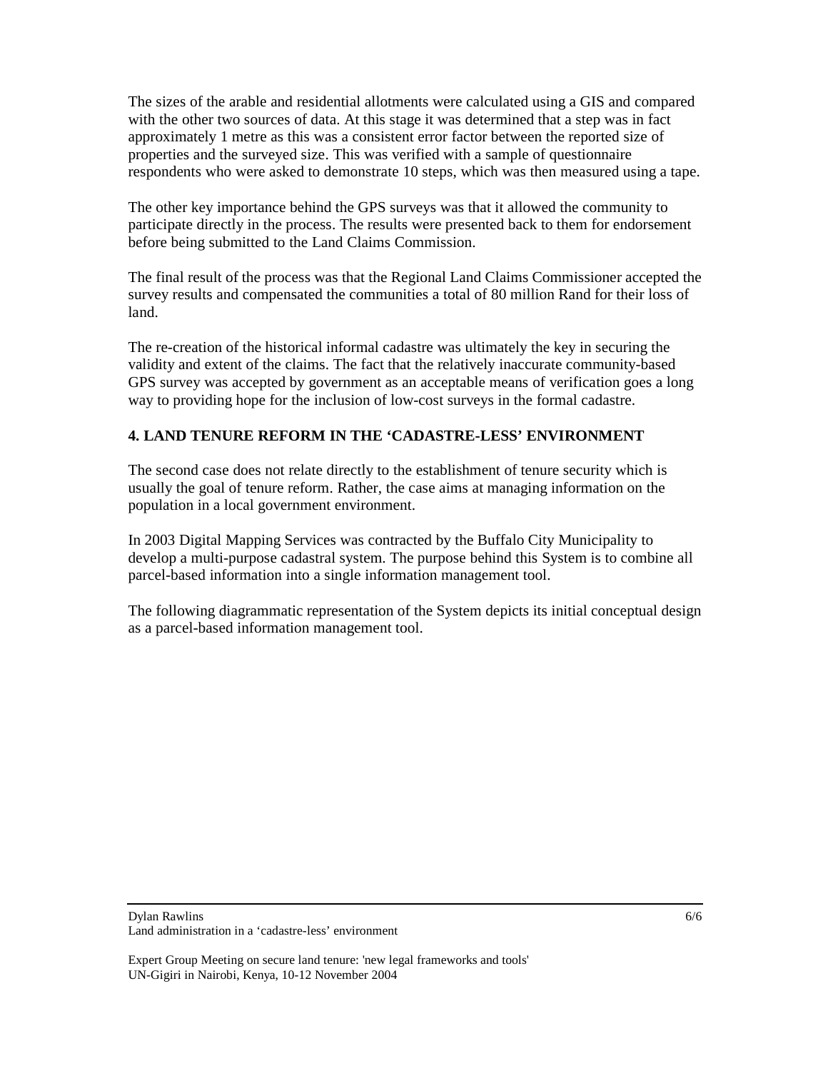The sizes of the arable and residential allotments were calculated using a GIS and compared with the other two sources of data. At this stage it was determined that a step was in fact approximately 1 metre as this was a consistent error factor between the reported size of properties and the surveyed size. This was verified with a sample of questionnaire respondents who were asked to demonstrate 10 steps, which was then measured using a tape.

The other key importance behind the GPS surveys was that it allowed the community to participate directly in the process. The results were presented back to them for endorsement before being submitted to the Land Claims Commission.

The final result of the process was that the Regional Land Claims Commissioner accepted the survey results and compensated the communities a total of 80 million Rand for their loss of land.

The re-creation of the historical informal cadastre was ultimately the key in securing the validity and extent of the claims. The fact that the relatively inaccurate community-based GPS survey was accepted by government as an acceptable means of verification goes a long way to providing hope for the inclusion of low-cost surveys in the formal cadastre.

## 4. LAND TENURE REFORM IN THE 'CADASTRE-LESS' ENVIRONMENT

The second case does not relate directly to the establishment of tenure security which is usually the goal of tenure reform. Rather, the case aims at managing information on the population in a local government environment.

In 2003 Digital Mapping Services was contracted by the Buffalo City Municipality to develop a multi-purpose cadastral system. The purpose behind this System is to combine all parcel-based information into a single information management tool.

The following diagrammatic representation of the System depicts its initial conceptual design as a parcel-based information management tool.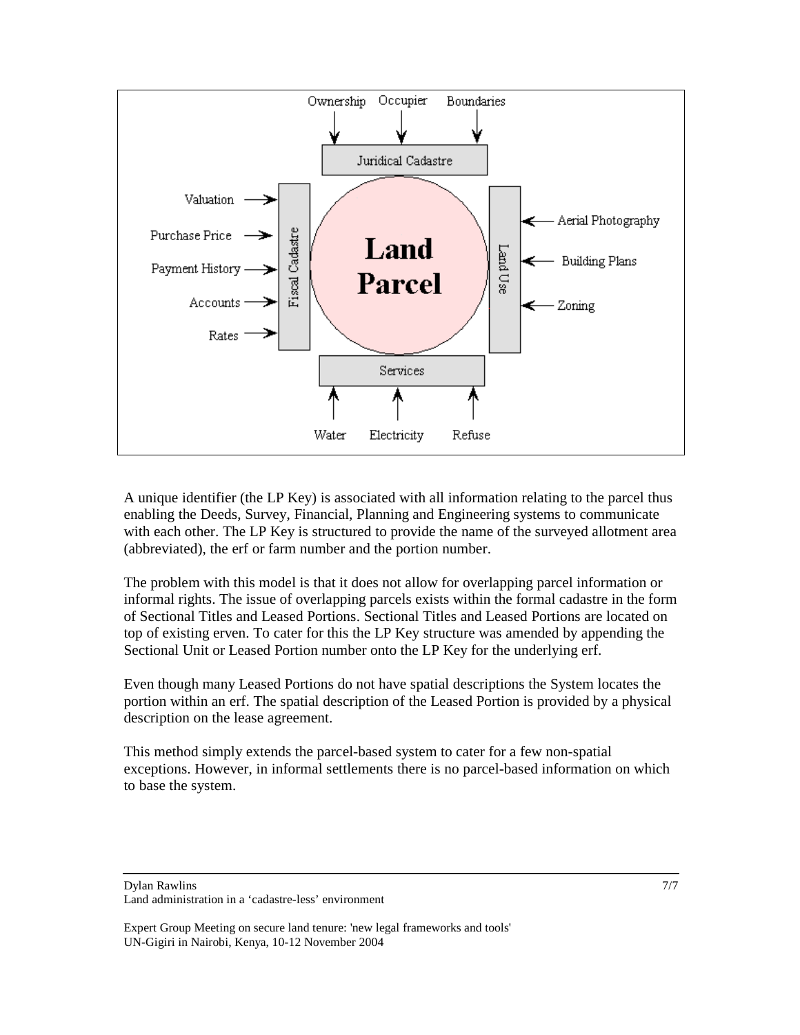A unique identifier (the LP Key) is associated with all information relating to the parcel thus enabling the Deeds, Survey, Financial, Planning and Engineering systems to communicate with each other. The LP Key is structured to provide the name of the surveyed allotment area (abbreviated), the erf or farm number and the portion number.

The problem with this model is that it does not allow for overlapping parcel information or informal rights. The issue of overlapping parcels exists within the formal cadastre in the form of Sectional Titles and Leased Portions. Sectional Titles and Leased Portions are located on top of existing erven. To cater for this the LP Key structure was amended by appending the Sectional Unit or Leased Portion number onto the LP Key for the underlying erf.

Even though many Leased Portions do not have spatial descriptions the System locates the portion within an erf. The spatial description of the Leased Portion is provided by a physical description on the lease agreement.

This method simply extends the parcel-based system to cater for a few non-spatial exceptions. However, in informal settlements there is no parcel-based information on which to base the system.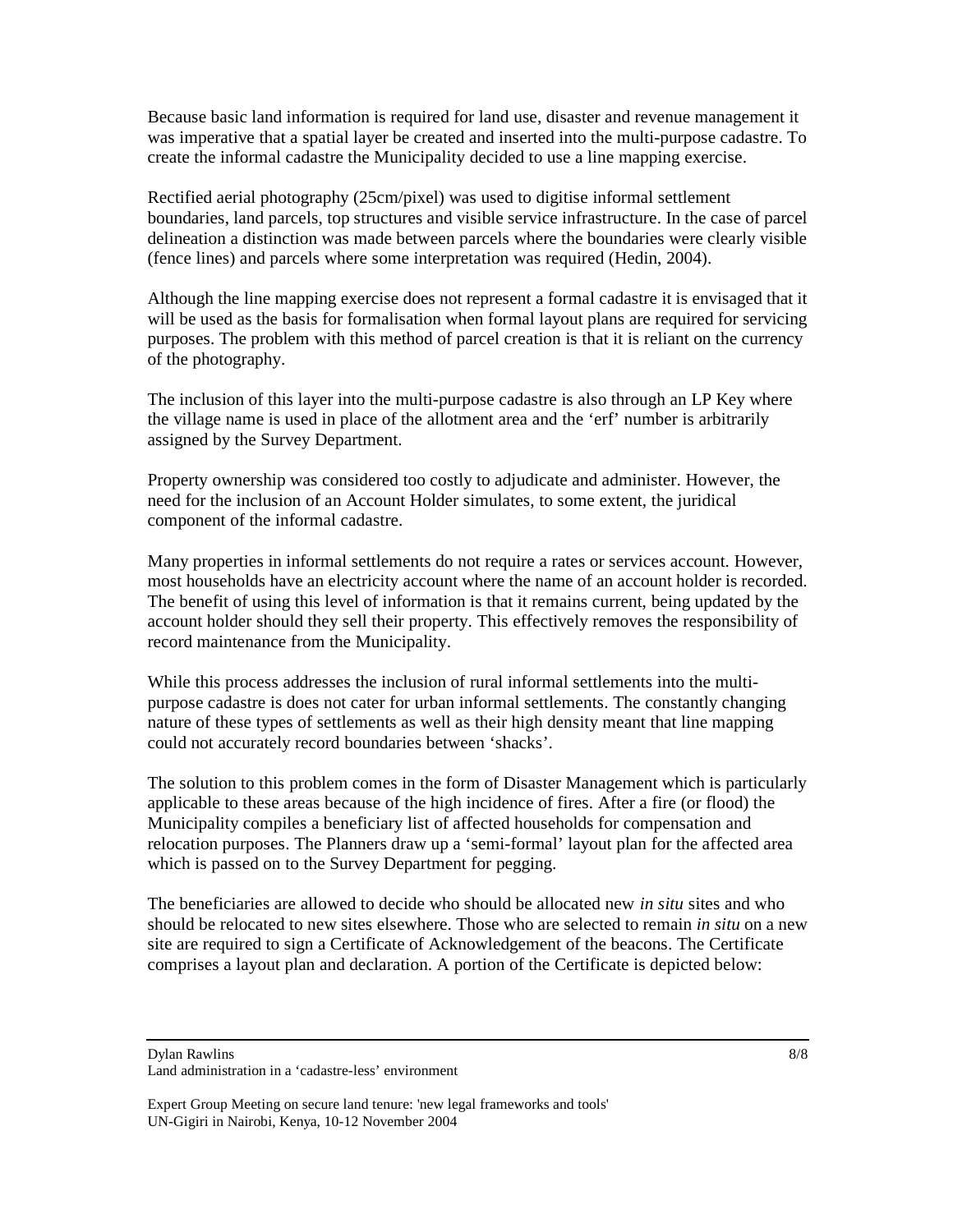Because basic land information is required for land use, disaster and revenue management it was imperative that a spatial layer be created and inserted into the multi-purpose cadastre. To create the informal cadastre the Municipality decided to use a line mapping exercise.

Rectified aerial photography (25cm/pixel) was used to digitise informal settlement boundaries, land parcels, top structures and visible service infrastructure. In the case of parcel delineation a distinction was made between parcels where the boundaries were clearly visible (fence lines) and parcels where some interpretation was required (Hedin, 2004).

Although the line mapping exercise does not represent a formal cadastre it is envisaged that it will be used as the basis for formalisation when formal layout plans are required for servicing purposes. The problem with this method of parcel creation is that it is reliant on the currency of the photography.

The inclusion of this layer into the multi-purpose cadastre is also through an LP Key where the village name is used in place of the allotment area and the 'erf' number is arbitrarily assigned by the Survey Department.

Property ownership was considered too costly to adjudicate and administer. However, the need for the inclusion of an Account Holder simulates, to some extent, the juridical component of the informal cadastre.

Many properties in informal settlements do not require a rates or services account. However, most households have an electricity account where the name of an account holder is recorded. The benefit of using this level of information is that it remains current, being updated by the account holder should they sell their property. This effectively removes the responsibility of record maintenance from the Municipality.

While this process addresses the inclusion of rural informal settlements into the multi-purpose cadastre is does not cater for urban informal settlements. The constantly changing nature of these types of settlements as well as their high density meant that line mapping could not accurately record boundaries between 'shacks'.

The solution to this problem comes in the form of Disaster Management which is particularly applicable to these areas because of the high incidence of fires. After a fire (or flood) the Municipality compiles a beneficiary list of affected households for compensation and relocation purposes. The Planners draw up a 'semi-formal' layout plan for the affected area which is passed on to the Survey Department for pegging.

The beneficiaries are allowed to decide who should be allocated new *in situ* sites and who should be relocated to new sites elsewhere. Those who are selected to remain *in situ* on a new site are required to sign a Certificate of Acknowledgement of the beacons. The Certificate comprises a layout plan and declaration. A portion of the Certificate is depicted below: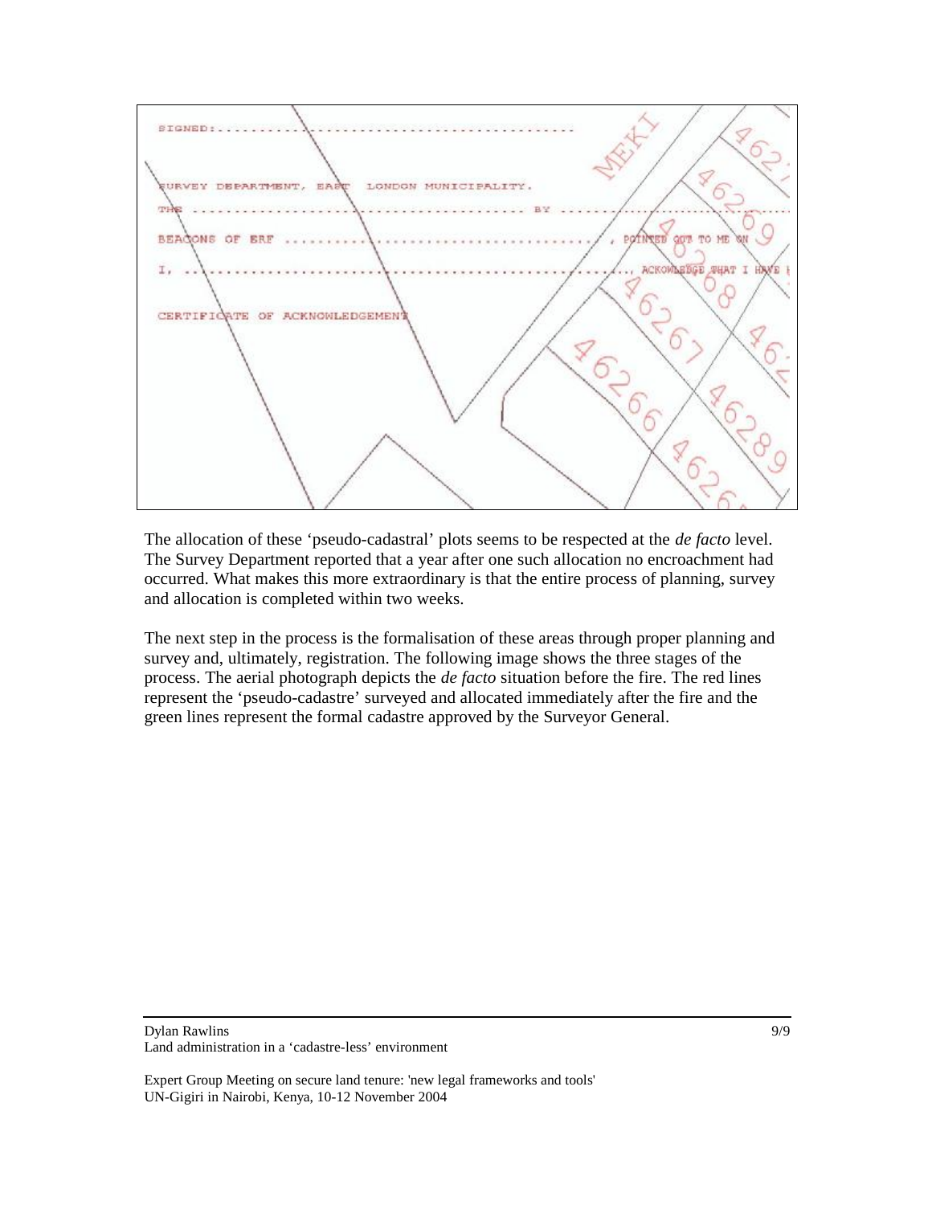The allocation of these 'pseudo-cadastral' plots seems to be respected at the *de facto* level. The Survey Department reported that a year after one such allocation no encroachment had occurred. What makes this more extraordinary is that the entire process of planning, survey and allocation is completed within two weeks.

The next step in the process is the formalisation of these areas through proper planning and survey and, ultimately, registration. The following image shows the three stages of the process. The aerial photograph depicts the *de facto* situation before the fire. The red lines represent the 'pseudo-cadastre' surveyed and allocated immediately after the fire and the green lines represent the formal cadastre approved by the Surveyor General.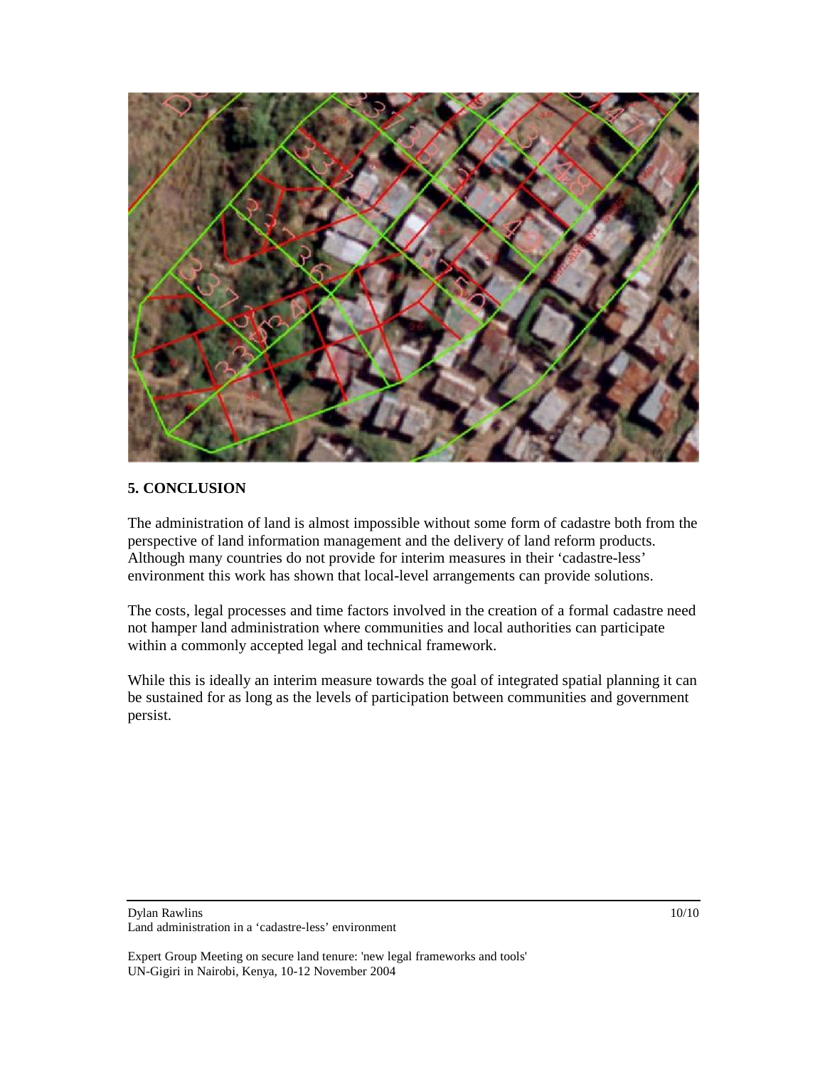## 5. CONCLUSION

The administration of land is almost impossible without some form of cadastre both from the perspective of land information management and the delivery of land reform products. Although many countries do not provide for interim measures in their 'cadastre-less' environment this work has shown that local-level arrangements can provide solutions.

The costs, legal processes and time factors involved in the creation of a formal cadastre need not hamper land administration where communities and local authorities can participate within a commonly accepted legal and technical framework.

While this is ideally an interim measure towards the goal of integrated spatial planning it can be sustained for as long as the levels of participation between communities and government persist.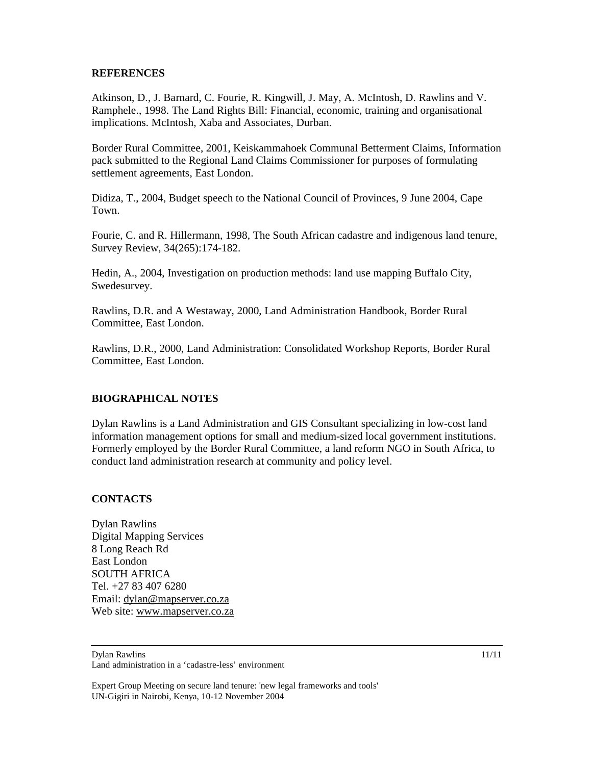## REFERENCES

Atkinson, D., J. Barnard, C. Fourie, R. Kingwill, J. May, A. McIntosh, D. Rawlins and V. Ramphele., 1998. The Land Rights Bill: Financial, economic, training and organisational implications. McIntosh, Xaba and Associates, Durban.

Border Rural Committee, 2001, Keiskammahoek Communal Betterment Claims, Information pack submitted to the Regional Land Claims Commissioner for purposes of formulating settlement agreements, East London.

Didiza, T., 2004, Budget speech to the National Council of Provinces, 9 June 2004, Cape Town.

Fourie, C. and R. Hillermann, 1998, The South African cadastre and indigenous land tenure, Survey Review, 34(265):174-182.

Hedin, A., 2004, Investigation on production methods: land use mapping Buffalo City, Swedesurvey.

Rawlins, D.R. and A Westaway, 2000, Land Administration Handbook, Border Rural Committee, East London.

Rawlins, D.R., 2000, Land Administration: Consolidated Workshop Reports, Border Rural Committee, East London.

## BIOGRAPHICAL NOTES

Dylan Rawlins is a Land Administration and GIS Consultant specializing in low-cost land information management options for small and medium-sized local government institutions. Formerly employed by the Border Rural Committee, a land reform NGO in South Africa, to conduct land administration research at community and policy level.

## CONTACTS

Dylan Rawlins
Digital Mapping Services
8 Long Reach Rd
East London
SOUTH AFRICA
Tel. +27 83 407 6280
Email: dylan@mapserver.co.za
Web site: www.mapserver.co.za